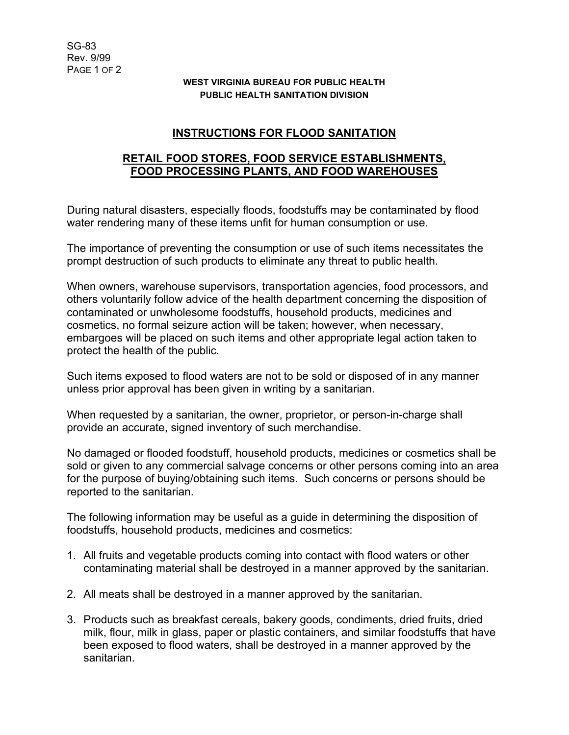SG-83
Rev. 9/99

**WEST VIRGINIA BUREAU FOR PUBLIC HEALTH**
**PUBLIC HEALTH SANITATION DIVISION**

# INSTRUCTIONS FOR FLOOD SANITATION

## RETAIL FOOD STORES, FOOD SERVICE ESTABLISHMENTS, FOOD PROCESSING PLANTS, AND FOOD WAREHOUSES

During natural disasters, especially floods, foodstuffs may be contaminated by flood water rendering many of these items unfit for human consumption or use.

The importance of preventing the consumption or use of such items necessitates the prompt destruction of such products to eliminate any threat to public health.

When owners, warehouse supervisors, transportation agencies, food processors, and others voluntarily follow advice of the health department concerning the disposition of contaminated or unwholesome foodstuffs, household products, medicines and cosmetics, no formal seizure action will be taken; however, when necessary, embargoes will be placed on such items and other appropriate legal action taken to protect the health of the public.

Such items exposed to flood waters are not to be sold or disposed of in any manner unless prior approval has been given in writing by a sanitarian.

When requested by a sanitarian, the owner, proprietor, or person-in-charge shall provide an accurate, signed inventory of such merchandise.

No damaged or flooded foodstuff, household products, medicines or cosmetics shall be sold or given to any commercial salvage concerns or other persons coming into an area for the purpose of buying/obtaining such items. Such concerns or persons should be reported to the sanitarian.

The following information may be useful as a guide in determining the disposition of foodstuffs, household products, medicines and cosmetics:

1. All fruits and vegetable products coming into contact with flood waters or other contaminating material shall be destroyed in a manner approved by the sanitarian.

2. All meats shall be destroyed in a manner approved by the sanitarian.

3. Products such as breakfast cereals, bakery goods, condiments, dried fruits, dried milk, flour, milk in glass, paper or plastic containers, and similar foodstuffs that have been exposed to flood waters, shall be destroyed in a manner approved by the sanitarian.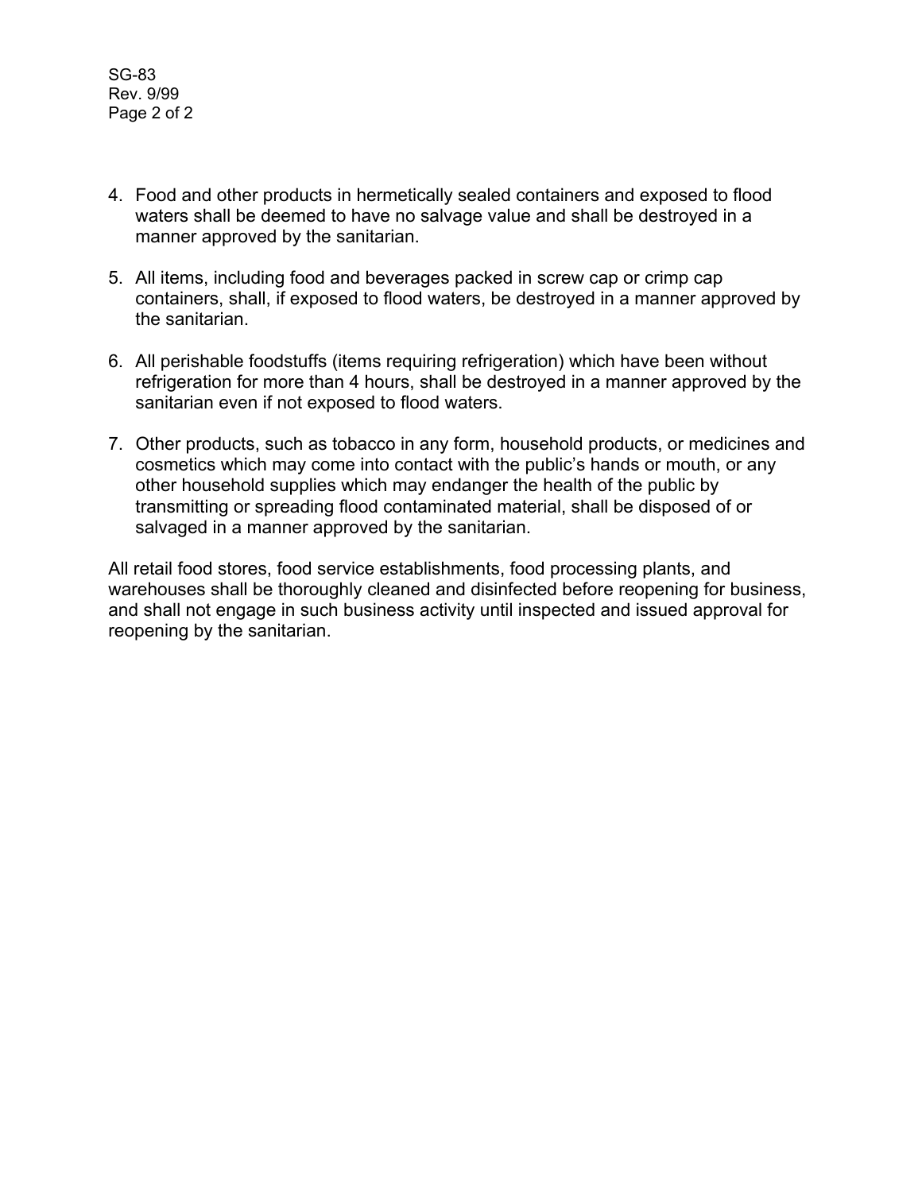4. Food and other products in hermetically sealed containers and exposed to flood waters shall be deemed to have no salvage value and shall be destroyed in a manner approved by the sanitarian.

5. All items, including food and beverages packed in screw cap or crimp cap containers, shall, if exposed to flood waters, be destroyed in a manner approved by the sanitarian.

6. All perishable foodstuffs (items requiring refrigeration) which have been without refrigeration for more than 4 hours, shall be destroyed in a manner approved by the sanitarian even if not exposed to flood waters.

7. Other products, such as tobacco in any form, household products, or medicines and cosmetics which may come into contact with the public's hands or mouth, or any other household supplies which may endanger the health of the public by transmitting or spreading flood contaminated material, shall be disposed of or salvaged in a manner approved by the sanitarian.

All retail food stores, food service establishments, food processing plants, and warehouses shall be thoroughly cleaned and disinfected before reopening for business, and shall not engage in such business activity until inspected and issued approval for reopening by the sanitarian.